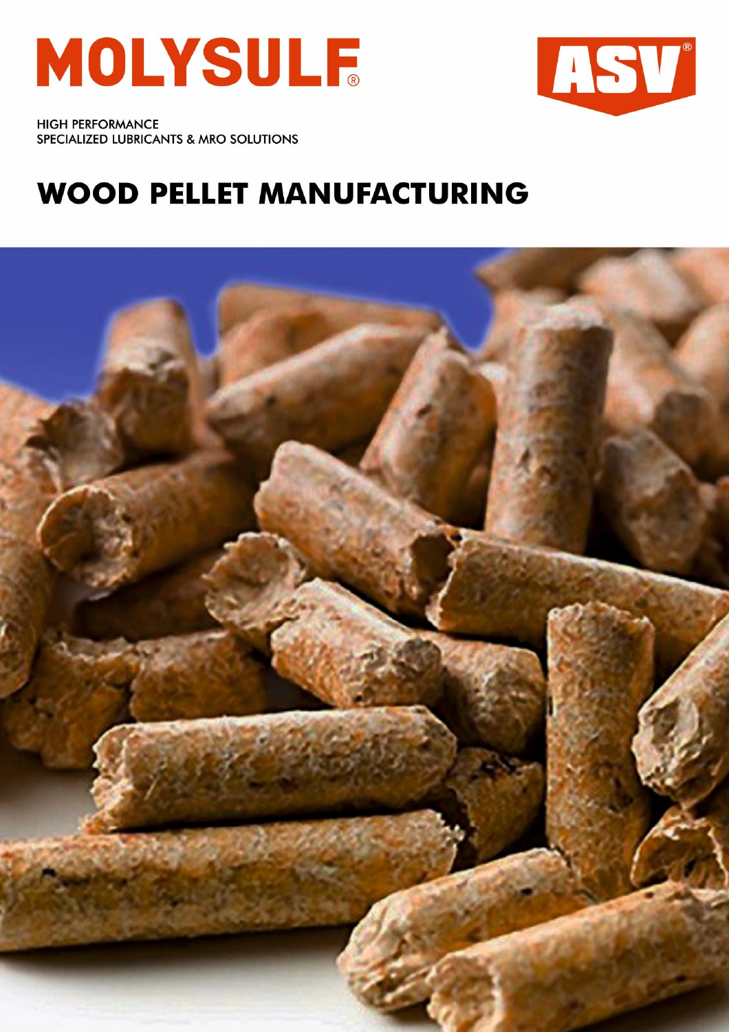MOLYSULF®

ASV®

HIGH PERFORMANCE
SPECIALIZED LUBRICANTS & MRO SOLUTIONS

# WOOD PELLET MANUFACTURING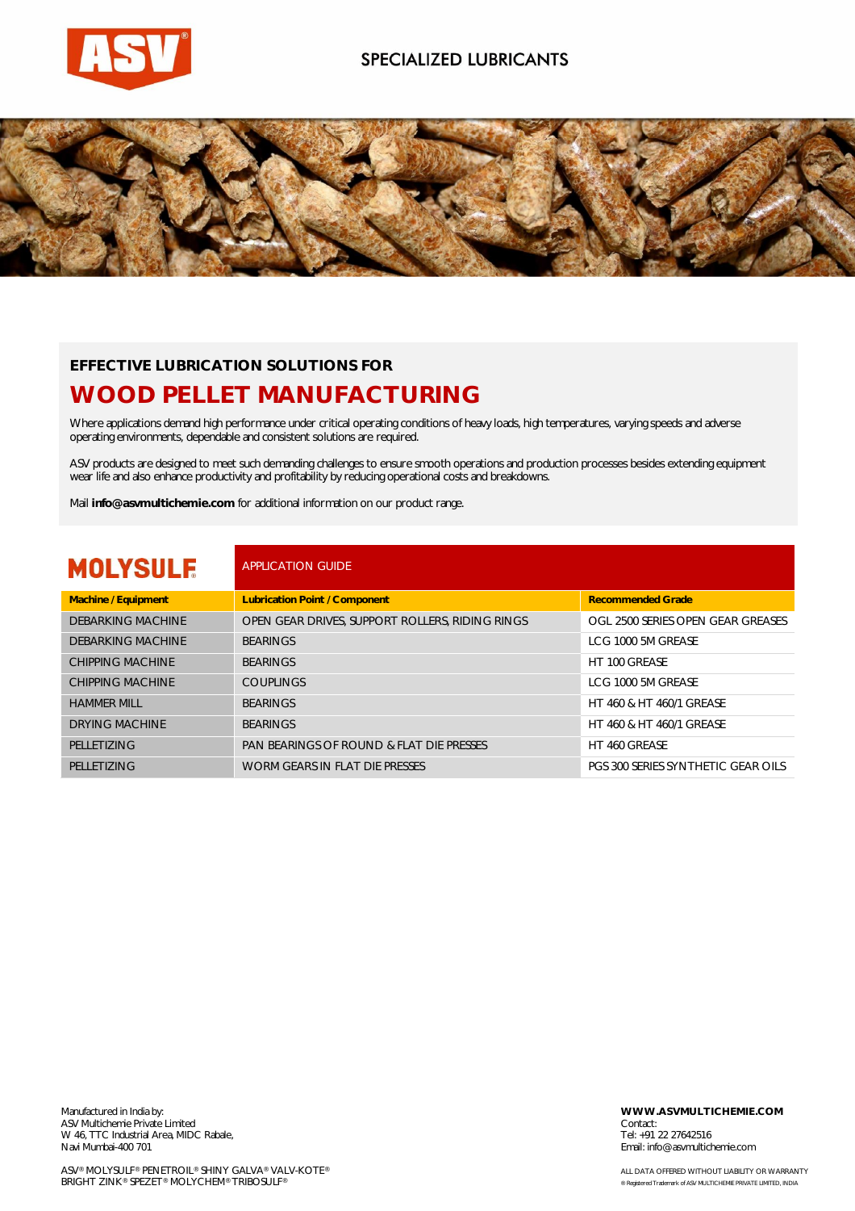SPECIALIZED LUBRICANTS

**EFFECTIVE LUBRICATION SOLUTIONS FOR**

# WOOD PELLET MANUFACTURING

Where applications demand high performance under critical operating conditions of heavy loads, high temperatures, varying speeds and adverse operating environments, dependable and consistent solutions are required.

ASV products are designed to meet such demanding challenges to ensure smooth operations and production processes besides extending equipment wear life and also enhance productivity and profitability by reducing operational costs and breakdowns.

Mail **info@asvmultichemie.com** for additional information on our product range.

## MOLYSULF — APPLICATION GUIDE

| Machine / Equipment | Lubrication Point / Component | Recommended Grade |
|---|---|---|
| DEBARKING MACHINE | OPEN GEAR DRIVES, SUPPORT ROLLERS, RIDING RINGS | OGL 2500 SERIES OPEN GEAR GREASES |
| DEBARKING MACHINE | BEARINGS | LCG 1000 5M GREASE |
| CHIPPING MACHINE | BEARINGS | HT 100 GREASE |
| CHIPPING MACHINE | COUPLINGS | LCG 1000 5M GREASE |
| HAMMER MILL | BEARINGS | HT 460 & HT 460/1 GREASE |
| DRYING MACHINE | BEARINGS | HT 460 & HT 460/1 GREASE |
| PELLETIZING | PAN BEARINGS OF ROUND & FLAT DIE PRESSES | HT 460 GREASE |
| PELLETIZING | WORM GEARS IN FLAT DIE PRESSES | PGS 300 SERIES SYNTHETIC GEAR OILS |

Manufactured in India by:
ASV Multichemie Private Limited
W 46, TTC Industrial Area, MIDC Rabale,
Navi Mumbai-400 701

ASV® MOLYSULF® PENETROIL® SHINY GALVA® VALV-KOTE®
BRIGHT ZINK® SPEZET® MOLYCHEM® TRIBOSULF®

**WWW.ASVMULTICHEMIE.COM**
Contact:
Tel: +91 22 27642516
Email: info@asvmultichemie.com

ALL DATA OFFERED WITHOUT LIABILITY OR WARRANTY
® Registered Trademark of ASV MULTICHEMIE PRIVATE LIMITED, INDIA